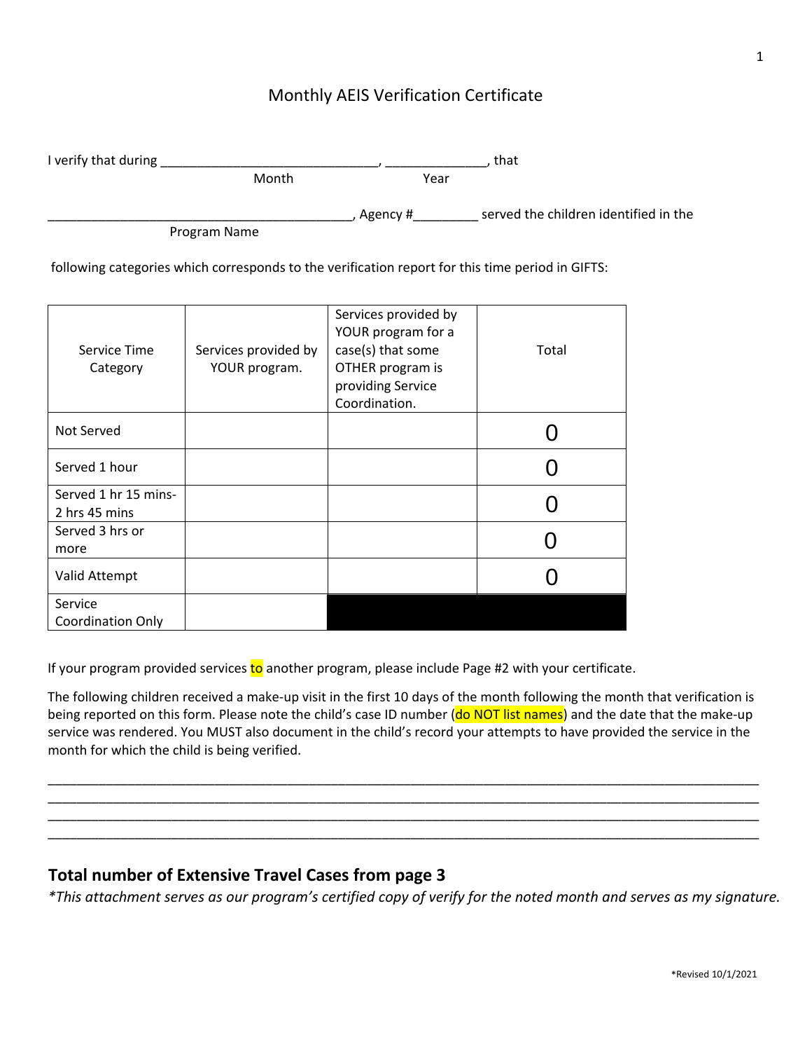# Monthly AEIS Verification Certificate

I verify that during ______________________________, ______________, that
Month Year

__________________________________________, Agency #_________ served the children identified in the
Program Name

following categories which corresponds to the verification report for this time period in GIFTS:

| Service Time Category | Services provided by YOUR program. | Services provided by YOUR program for a case(s) that some OTHER program is providing Service Coordination. | Total |
|---|---|---|---|
| Not Served | | | 0 |
| Served 1 hour | | | 0 |
| Served 1 hr 15 mins-2 hrs 45 mins | | | 0 |
| Served 3 hrs or more | | | 0 |
| Valid Attempt | | | 0 |
| Service Coordination Only | | | |

If your program provided services to another program, please include Page #2 with your certificate.

The following children received a make-up visit in the first 10 days of the month following the month that verification is being reported on this form. Please note the child's case ID number (do NOT list names) and the date that the make-up service was rendered. You MUST also document in the child's record your attempts to have provided the service in the month for which the child is being verified.

____________________________________________________________________________________________
____________________________________________________________________________________________
____________________________________________________________________________________________
____________________________________________________________________________________________

## Total number of Extensive Travel Cases from page 3

*\*This attachment serves as our program's certified copy of verify for the noted month and serves as my signature.*

*Revised 10/1/2021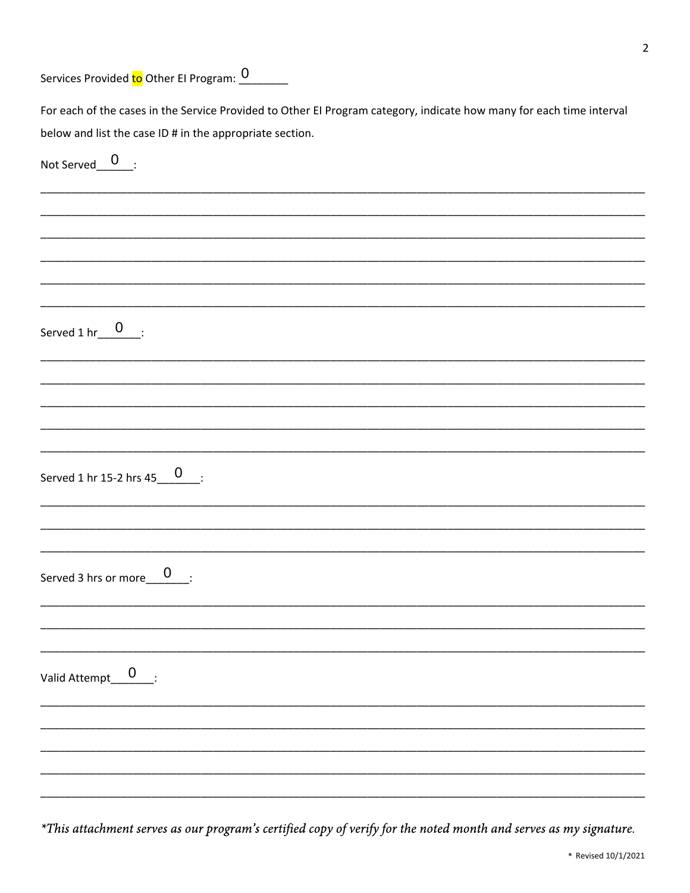Services Provided to Other EI Program: 0

For each of the cases in the Service Provided to Other EI Program category, indicate how many for each time interval below and list the case ID # in the appropriate section.

Not Served 0 :

Served 1 hr 0 :

Served 1 hr 15-2 hrs 45 0 :

Served 3 hrs or more 0 :

Valid Attempt 0 :

*\*This attachment serves as our program's certified copy of verify for the noted month and serves as my signature.*

\* Revised 10/1/2021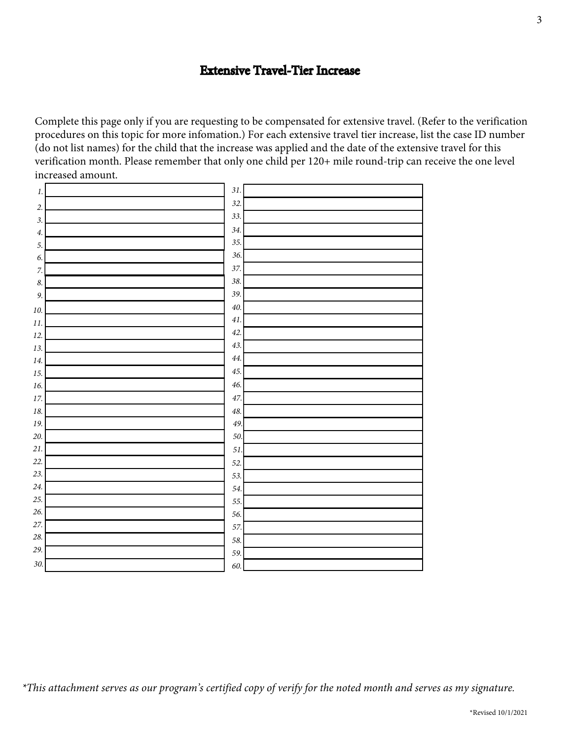# Extensive Travel-Tier Increase

Complete this page only if you are requesting to be compensated for extensive travel. (Refer to the verification procedures on this topic for more infomation.) For each extensive travel tier increase, list the case ID number (do not list names) for the child that the increase was applied and the date of the extensive travel for this verification month. Please remember that only one child per 120+ mile round-trip can receive the one level increased amount.

| | | | |
|---|---|---|---|
| 1. | | 31. | |
| 2. | | 32. | |
| 3. | | 33. | |
| 4. | | 34. | |
| 5. | | 35. | |
| 6. | | 36. | |
| 7. | | 37. | |
| 8. | | 38. | |
| 9. | | 39. | |
| 10. | | 40. | |
| 11. | | 41. | |
| 12. | | 42. | |
| 13. | | 43. | |
| 14. | | 44. | |
| 15. | | 45. | |
| 16. | | 46. | |
| 17. | | 47. | |
| 18. | | 48. | |
| 19. | | 49. | |
| 20. | | 50. | |
| 21. | | 51. | |
| 22. | | 52. | |
| 23. | | 53. | |
| 24. | | 54. | |
| 25. | | 55. | |
| 26. | | 56. | |
| 27. | | 57. | |
| 28. | | 58. | |
| 29. | | 59. | |
| 30. | | 60. | |

*\*This attachment serves as our program's certified copy of verify for the noted month and serves as my signature.*

*Revised 10/1/2021